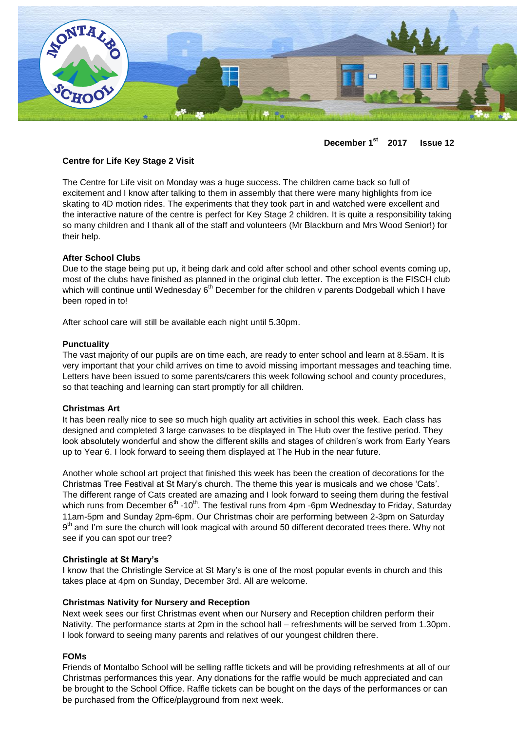**December 1st 2017 Issue 12**

**Centre for Life Key Stage 2 Visit**

The Centre for Life visit on Monday was a huge success. The children came back so full of excitement and I know after talking to them in assembly that there were many highlights from ice skating to 4D motion rides. The experiments that they took part in and watched were excellent and the interactive nature of the centre is perfect for Key Stage 2 children. It is quite a responsibility taking so many children and I thank all of the staff and volunteers (Mr Blackburn and Mrs Wood Senior!) for their help.

**After School Clubs**

Due to the stage being put up, it being dark and cold after school and other school events coming up, most of the clubs have finished as planned in the original club letter. The exception is the FISCH club which will continue until Wednesday 6th December for the children v parents Dodgeball which I have been roped in to!

After school care will still be available each night until 5.30pm.

**Punctuality**

The vast majority of our pupils are on time each, are ready to enter school and learn at 8.55am. It is very important that your child arrives on time to avoid missing important messages and teaching time. Letters have been issued to some parents/carers this week following school and county procedures, so that teaching and learning can start promptly for all children.

**Christmas Art**

It has been really nice to see so much high quality art activities in school this week. Each class has designed and completed 3 large canvases to be displayed in The Hub over the festive period. They look absolutely wonderful and show the different skills and stages of children's work from Early Years up to Year 6. I look forward to seeing them displayed at The Hub in the near future.

Another whole school art project that finished this week has been the creation of decorations for the Christmas Tree Festival at St Mary's church. The theme this year is musicals and we chose 'Cats'. The different range of Cats created are amazing and I look forward to seeing them during the festival which runs from December 6th -10th. The festival runs from 4pm -6pm Wednesday to Friday, Saturday 11am-5pm and Sunday 2pm-6pm. Our Christmas choir are performing between 2-3pm on Saturday 9th and I'm sure the church will look magical with around 50 different decorated trees there. Why not see if you can spot our tree?

**Christingle at St Mary's**

I know that the Christingle Service at St Mary's is one of the most popular events in church and this takes place at 4pm on Sunday, December 3rd. All are welcome.

**Christmas Nativity for Nursery and Reception**

Next week sees our first Christmas event when our Nursery and Reception children perform their Nativity. The performance starts at 2pm in the school hall – refreshments will be served from 1.30pm. I look forward to seeing many parents and relatives of our youngest children there.

**FOMs**

Friends of Montalbo School will be selling raffle tickets and will be providing refreshments at all of our Christmas performances this year. Any donations for the raffle would be much appreciated and can be brought to the School Office. Raffle tickets can be bought on the days of the performances or can be purchased from the Office/playground from next week.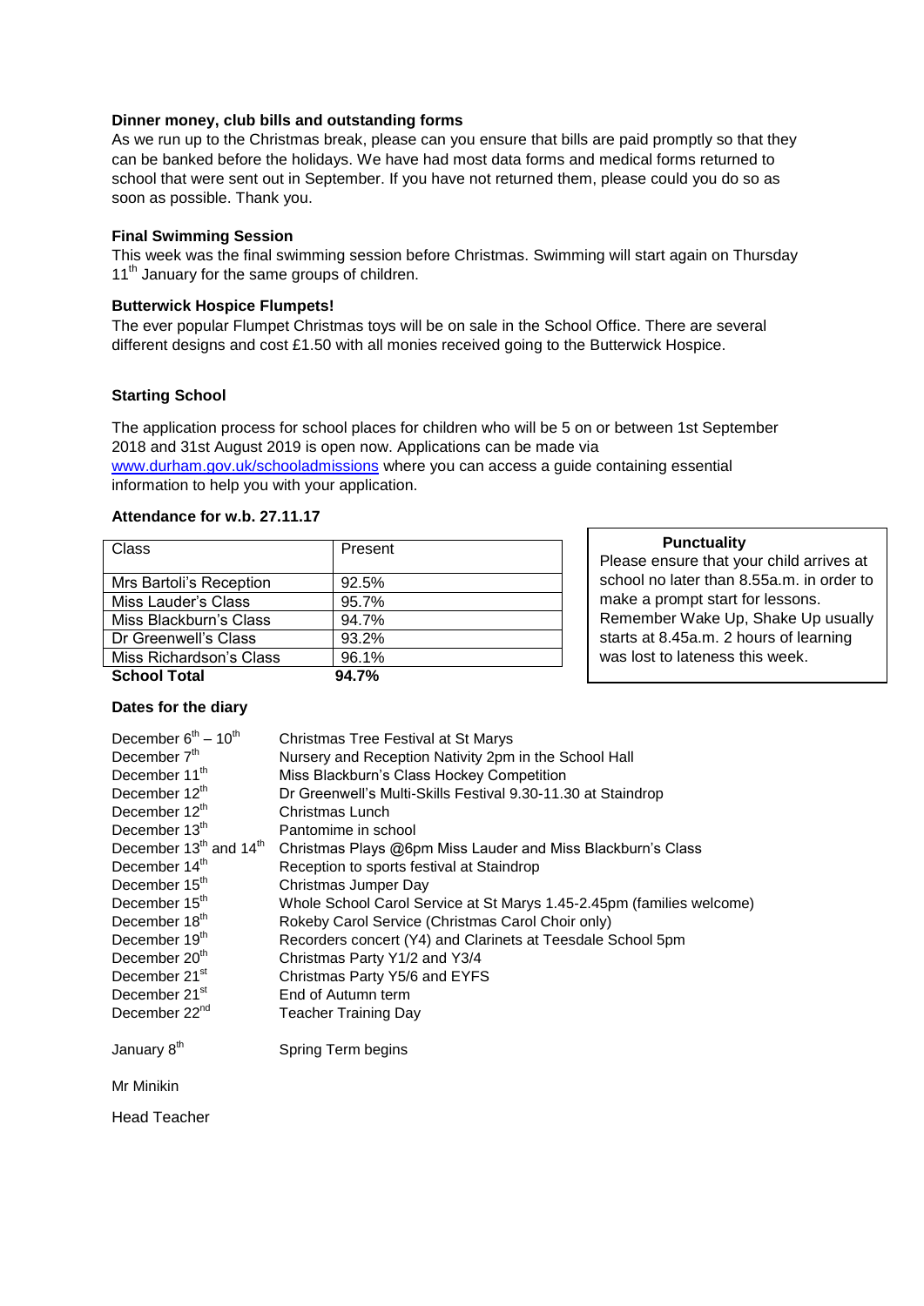**Dinner money, club bills and outstanding forms**

As we run up to the Christmas break, please can you ensure that bills are paid promptly so that they can be banked before the holidays. We have had most data forms and medical forms returned to school that were sent out in September. If you have not returned them, please could you do so as soon as possible. Thank you.

**Final Swimming Session**

This week was the final swimming session before Christmas. Swimming will start again on Thursday 11th January for the same groups of children.

**Butterwick Hospice Flumpets!**

The ever popular Flumpet Christmas toys will be on sale in the School Office. There are several different designs and cost £1.50 with all monies received going to the Butterwick Hospice.

**Starting School**

The application process for school places for children who will be 5 on or between 1st September 2018 and 31st August 2019 is open now. Applications can be made via www.durham.gov.uk/schooladmissions where you can access a guide containing essential information to help you with your application.

**Attendance for w.b. 27.11.17**

| Class | Present |
|---|---|
| Mrs Bartoli's Reception | 92.5% |
| Miss Lauder's Class | 95.7% |
| Miss Blackburn's Class | 94.7% |
| Dr Greenwell's Class | 93.2% |
| Miss Richardson's Class | 96.1% |
| **School Total** | **94.7%** |

**Punctuality**

Please ensure that your child arrives at school no later than 8.55a.m. in order to make a prompt start for lessons. Remember Wake Up, Shake Up usually starts at 8.45a.m. 2 hours of learning was lost to lateness this week.

**Dates for the diary**

| | |
|---|---|
| December 6th – 10th | Christmas Tree Festival at St Marys |
| December 7th | Nursery and Reception Nativity 2pm in the School Hall |
| December 11th | Miss Blackburn's Class Hockey Competition |
| December 12th | Dr Greenwell's Multi-Skills Festival 9.30-11.30 at Staindrop |
| December 12th | Christmas Lunch |
| December 13th | Pantomime in school |
| December 13th and 14th | Christmas Plays @6pm Miss Lauder and Miss Blackburn's Class |
| December 14th | Reception to sports festival at Staindrop |
| December 15th | Christmas Jumper Day |
| December 15th | Whole School Carol Service at St Marys 1.45-2.45pm (families welcome) |
| December 18th | Rokeby Carol Service (Christmas Carol Choir only) |
| December 19th | Recorders concert (Y4) and Clarinets at Teesdale School 5pm |
| December 20th | Christmas Party Y1/2 and Y3/4 |
| December 21st | Christmas Party Y5/6 and EYFS |
| December 21st | End of Autumn term |
| December 22nd | Teacher Training Day |
| January 8th | Spring Term begins |

Mr Minikin

Head Teacher